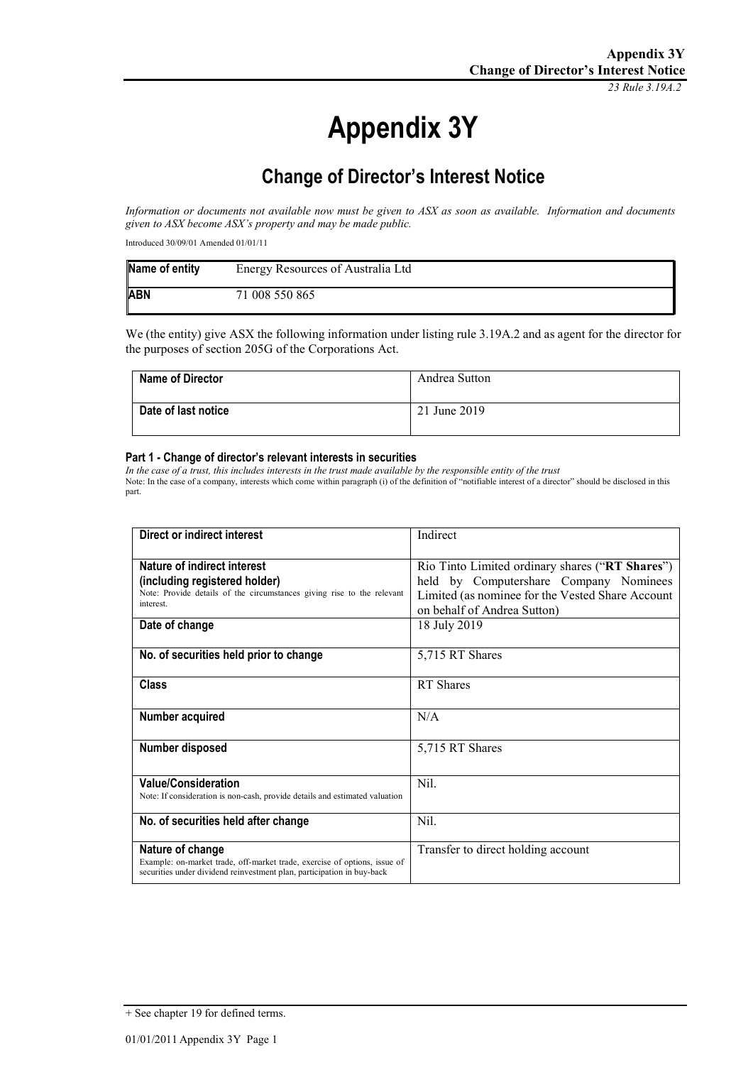# Appendix 3Y

## Change of Director's Interest Notice

*Information or documents not available now must be given to ASX as soon as available. Information and documents given to ASX become ASX's property and may be made public.*

Introduced 30/09/01 Amended 01/01/11

| Name of entity | Energy Resources of Australia Ltd |
|---|---|
| ABN | 71 008 550 865 |

We (the entity) give ASX the following information under listing rule 3.19A.2 and as agent for the director for the purposes of section 205G of the Corporations Act.

| Name of Director | Andrea Sutton |
|---|---|
| Date of last notice | 21 June 2019 |

### Part 1 - Change of director's relevant interests in securities

*In the case of a trust, this includes interests in the trust made available by the responsible entity of the trust*

Note: In the case of a company, interests which come within paragraph (i) of the definition of "notifiable interest of a director" should be disclosed in this part.

| Direct or indirect interest | Indirect |
|---|---|
| **Nature of indirect interest (including registered holder)**<br>Note: Provide details of the circumstances giving rise to the relevant interest. | Rio Tinto Limited ordinary shares ("**RT Shares**") held by Computershare Company Nominees Limited (as nominee for the Vested Share Account on behalf of Andrea Sutton) |
| **Date of change** | 18 July 2019 |
| **No. of securities held prior to change** | 5,715 RT Shares |
| **Class** | RT Shares |
| **Number acquired** | N/A |
| **Number disposed** | 5,715 RT Shares |
| **Value/Consideration**<br>Note: If consideration is non-cash, provide details and estimated valuation | Nil. |
| **No. of securities held after change** | Nil. |
| **Nature of change**<br>Example: on-market trade, off-market trade, exercise of options, issue of securities under dividend reinvestment plan, participation in buy-back | Transfer to direct holding account |

+ See chapter 19 for defined terms.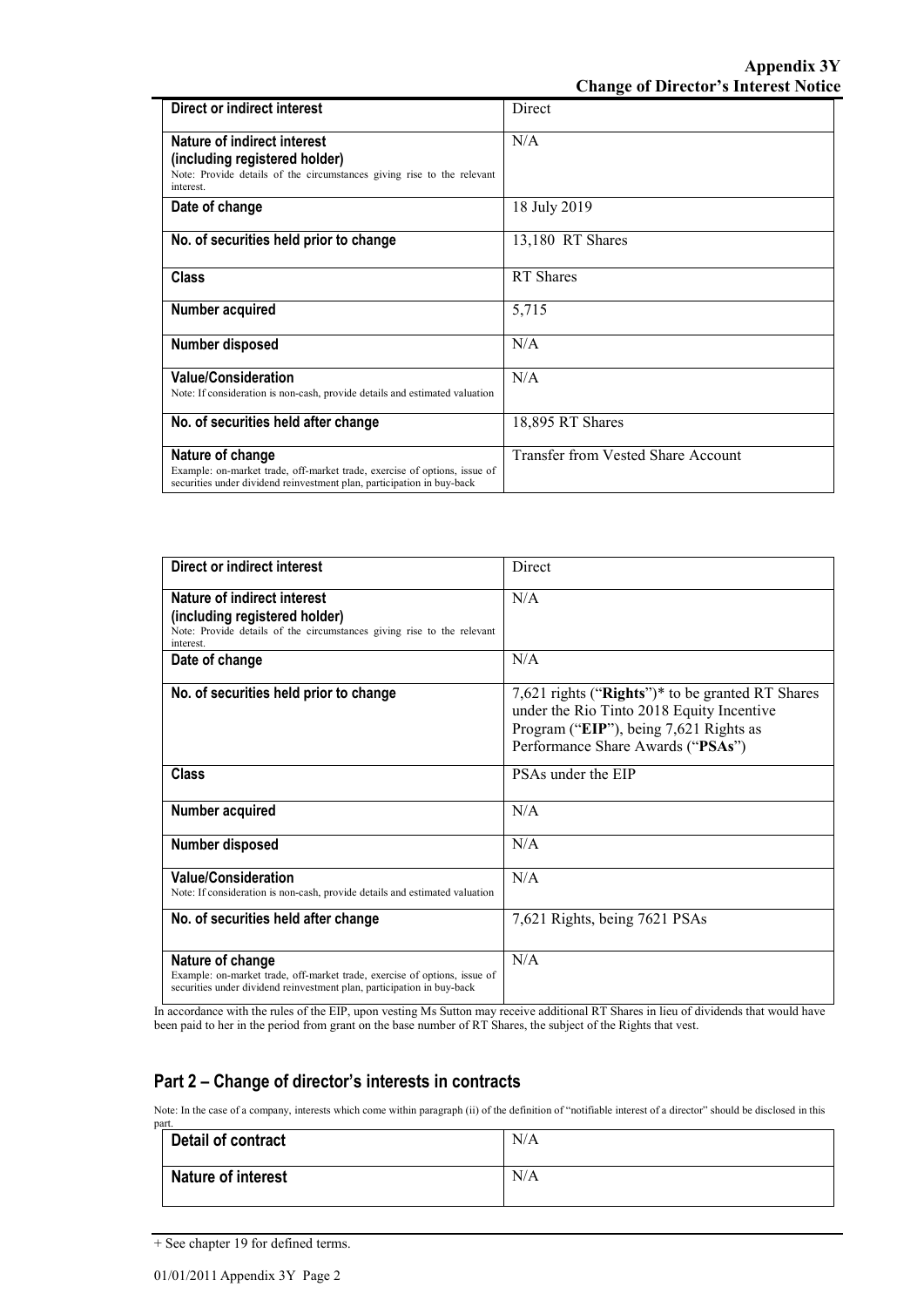| Direct or indirect interest | Direct |
|---|---|
| **Nature of indirect interest (including registered holder)** Note: Provide details of the circumstances giving rise to the relevant interest. | N/A |
| **Date of change** | 18 July 2019 |
| **No. of securities held prior to change** | 13,180 RT Shares |
| **Class** | RT Shares |
| **Number acquired** | 5,715 |
| **Number disposed** | N/A |
| **Value/Consideration** Note: If consideration is non-cash, provide details and estimated valuation | N/A |
| **No. of securities held after change** | 18,895 RT Shares |
| **Nature of change** Example: on-market trade, off-market trade, exercise of options, issue of securities under dividend reinvestment plan, participation in buy-back | Transfer from Vested Share Account |

| Direct or indirect interest | Direct |
|---|---|
| **Nature of indirect interest (including registered holder)** Note: Provide details of the circumstances giving rise to the relevant interest. | N/A |
| **Date of change** | N/A |
| **No. of securities held prior to change** | 7,621 rights ("**Rights**")* to be granted RT Shares under the Rio Tinto 2018 Equity Incentive Program ("**EIP**"), being 7,621 Rights as Performance Share Awards ("**PSAs**") |
| **Class** | PSAs under the EIP |
| **Number acquired** | N/A |
| **Number disposed** | N/A |
| **Value/Consideration** Note: If consideration is non-cash, provide details and estimated valuation | N/A |
| **No. of securities held after change** | 7,621 Rights, being 7621 PSAs |
| **Nature of change** Example: on-market trade, off-market trade, exercise of options, issue of securities under dividend reinvestment plan, participation in buy-back | N/A |

In accordance with the rules of the EIP, upon vesting Ms Sutton may receive additional RT Shares in lieu of dividends that would have been paid to her in the period from grant on the base number of RT Shares, the subject of the Rights that vest.

## Part 2 – Change of director's interests in contracts

Note: In the case of a company, interests which come within paragraph (ii) of the definition of "notifiable interest of a director" should be disclosed in this part.

| Detail of contract | N/A |
|---|---|
| **Nature of interest** | N/A |

+ See chapter 19 for defined terms.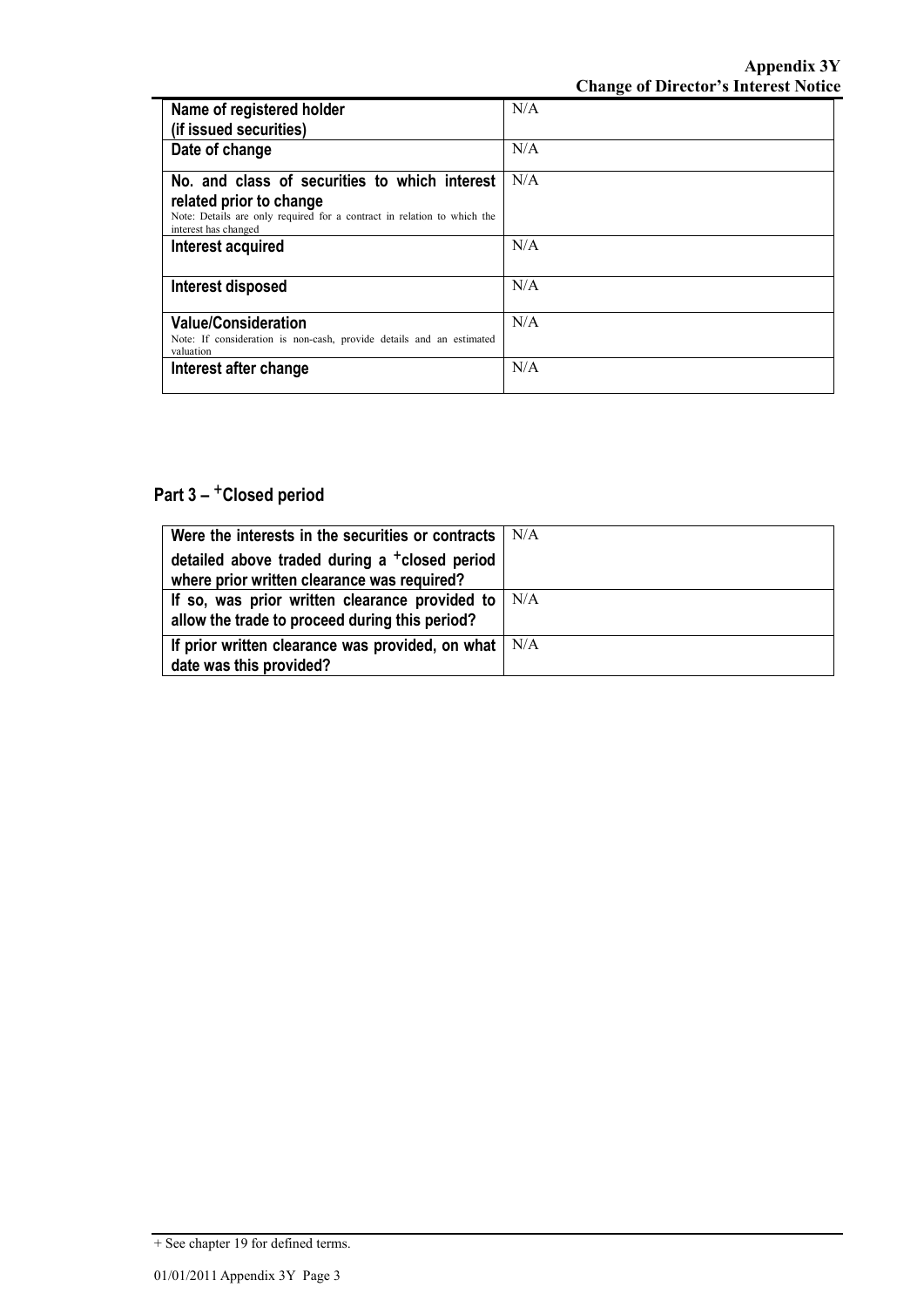| | |
|---|---|
| **Name of registered holder (if issued securities)** | N/A |
| **Date of change** | N/A |
| **No. and class of securities to which interest related prior to change** Note: Details are only required for a contract in relation to which the interest has changed | N/A |
| **Interest acquired** | N/A |
| **Interest disposed** | N/A |
| **Value/Consideration** Note: If consideration is non-cash, provide details and an estimated valuation | N/A |
| **Interest after change** | N/A |

## Part 3 – +Closed period

| | |
|---|---|
| **Were the interests in the securities or contracts detailed above traded during a +closed period where prior written clearance was required?** | N/A |
| **If so, was prior written clearance provided to allow the trade to proceed during this period?** | N/A |
| **If prior written clearance was provided, on what date was this provided?** | N/A |

+ See chapter 19 for defined terms.